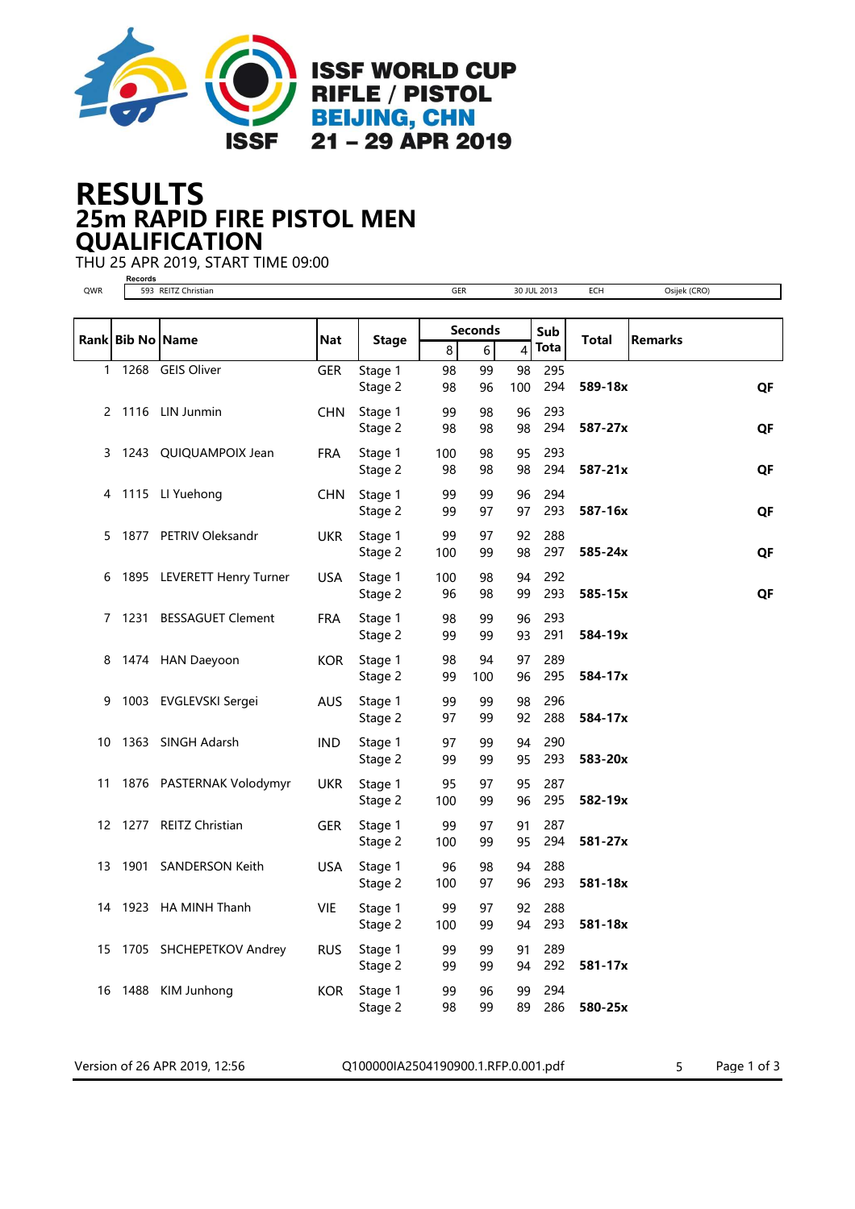ISSF WORLD CUP
RIFLE / PISTOL
BEIJING, CHN
21 – 29 APR 2019

# RESULTS
## 25m RAPID FIRE PISTOL MEN
## QUALIFICATION

THU 25 APR 2019, START TIME 09:00

**Records**

| | | | | | |
|---|---|---|---|---|---|
| QWR | 593 REITZ Christian | GER | 30 JUL 2013 | ECH | Osijek (CRO) |

| Rank | Bib No | Name | Nat | Stage | Seconds 8 | Seconds 6 | Seconds 4 | Sub Total | Total | Remarks |
|---|---|---|---|---|---|---|---|---|---|---|
| 1 | 1268 | GEIS Oliver | GER | Stage 1 | 98 | 99 | 98 | 295 | | |
| | | | | Stage 2 | 98 | 96 | 100 | 294 | **589-18x** | **QF** |
| 2 | 1116 | LIN Junmin | CHN | Stage 1 | 99 | 98 | 96 | 293 | | |
| | | | | Stage 2 | 98 | 98 | 98 | 294 | **587-27x** | **QF** |
| 3 | 1243 | QUIQUAMPOIX Jean | FRA | Stage 1 | 100 | 98 | 95 | 293 | | |
| | | | | Stage 2 | 98 | 98 | 98 | 294 | **587-21x** | **QF** |
| 4 | 1115 | LI Yuehong | CHN | Stage 1 | 99 | 99 | 96 | 294 | | |
| | | | | Stage 2 | 99 | 97 | 97 | 293 | **587-16x** | **QF** |
| 5 | 1877 | PETRIV Oleksandr | UKR | Stage 1 | 99 | 97 | 92 | 288 | | |
| | | | | Stage 2 | 100 | 99 | 98 | 297 | **585-24x** | **QF** |
| 6 | 1895 | LEVERETT Henry Turner | USA | Stage 1 | 100 | 98 | 94 | 292 | | |
| | | | | Stage 2 | 96 | 98 | 99 | 293 | **585-15x** | **QF** |
| 7 | 1231 | BESSAGUET Clement | FRA | Stage 1 | 98 | 99 | 96 | 293 | | |
| | | | | Stage 2 | 99 | 99 | 93 | 291 | **584-19x** | |
| 8 | 1474 | HAN Daeyoon | KOR | Stage 1 | 98 | 94 | 97 | 289 | | |
| | | | | Stage 2 | 99 | 100 | 96 | 295 | **584-17x** | |
| 9 | 1003 | EVGLEVSKI Sergei | AUS | Stage 1 | 99 | 99 | 98 | 296 | | |
| | | | | Stage 2 | 97 | 99 | 92 | 288 | **584-17x** | |
| 10 | 1363 | SINGH Adarsh | IND | Stage 1 | 97 | 99 | 94 | 290 | | |
| | | | | Stage 2 | 99 | 99 | 95 | 293 | **583-20x** | |
| 11 | 1876 | PASTERNAK Volodymyr | UKR | Stage 1 | 95 | 97 | 95 | 287 | | |
| | | | | Stage 2 | 100 | 99 | 96 | 295 | **582-19x** | |
| 12 | 1277 | REITZ Christian | GER | Stage 1 | 99 | 97 | 91 | 287 | | |
| | | | | Stage 2 | 100 | 99 | 95 | 294 | **581-27x** | |
| 13 | 1901 | SANDERSON Keith | USA | Stage 1 | 96 | 98 | 94 | 288 | | |
| | | | | Stage 2 | 100 | 97 | 96 | 293 | **581-18x** | |
| 14 | 1923 | HA MINH Thanh | VIE | Stage 1 | 99 | 97 | 92 | 288 | | |
| | | | | Stage 2 | 100 | 99 | 94 | 293 | **581-18x** | |
| 15 | 1705 | SHCHEPETKOV Andrey | RUS | Stage 1 | 99 | 99 | 91 | 289 | | |
| | | | | Stage 2 | 99 | 99 | 94 | 292 | **581-17x** | |
| 16 | 1488 | KIM Junhong | KOR | Stage 1 | 99 | 96 | 99 | 294 | | |
| | | | | Stage 2 | 98 | 99 | 89 | 286 | **580-25x** | |

Version of 26 APR 2019, 12:56 Q100000IA2504190900.1.RFP.0.001.pdf 5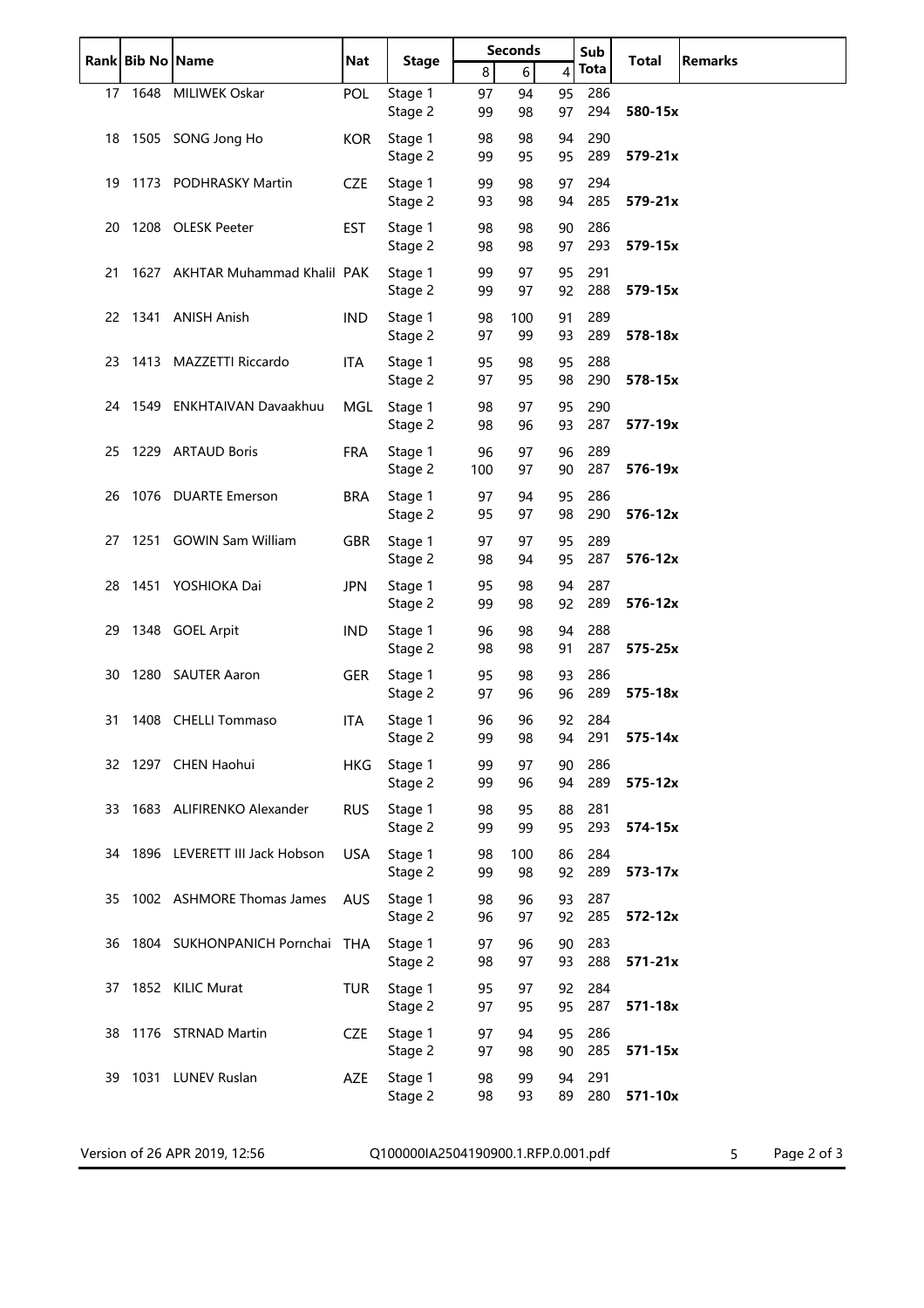| Rank | Bib No | Name | Nat | Stage | Seconds | | | Sub Tota | Total | Remarks |
|---|---|---|---|---|---|---|---|---|---|---|
| | | | | | 8 | 6 | 4 | | | |
| 17 | 1648 | MILIWEK Oskar | POL | Stage 1 | 97 | 94 | 95 | 286 | | |
| | | | | Stage 2 | 99 | 98 | 97 | 294 | **580-15x** | |
| 18 | 1505 | SONG Jong Ho | KOR | Stage 1 | 98 | 98 | 94 | 290 | | |
| | | | | Stage 2 | 99 | 95 | 95 | 289 | **579-21x** | |
| 19 | 1173 | PODHRASKY Martin | CZE | Stage 1 | 99 | 98 | 97 | 294 | | |
| | | | | Stage 2 | 93 | 98 | 94 | 285 | **579-21x** | |
| 20 | 1208 | OLESK Peeter | EST | Stage 1 | 98 | 98 | 90 | 286 | | |
| | | | | Stage 2 | 98 | 98 | 97 | 293 | **579-15x** | |
| 21 | 1627 | AKHTAR Muhammad Khalil | PAK | Stage 1 | 99 | 97 | 95 | 291 | | |
| | | | | Stage 2 | 99 | 97 | 92 | 288 | **579-15x** | |
| 22 | 1341 | ANISH Anish | IND | Stage 1 | 98 | 100 | 91 | 289 | | |
| | | | | Stage 2 | 97 | 99 | 93 | 289 | **578-18x** | |
| 23 | 1413 | MAZZETTI Riccardo | ITA | Stage 1 | 95 | 98 | 95 | 288 | | |
| | | | | Stage 2 | 97 | 95 | 98 | 290 | **578-15x** | |
| 24 | 1549 | ENKHTAIVAN Davaakhuu | MGL | Stage 1 | 98 | 97 | 95 | 290 | | |
| | | | | Stage 2 | 98 | 96 | 93 | 287 | **577-19x** | |
| 25 | 1229 | ARTAUD Boris | FRA | Stage 1 | 96 | 97 | 96 | 289 | | |
| | | | | Stage 2 | 100 | 97 | 90 | 287 | **576-19x** | |
| 26 | 1076 | DUARTE Emerson | BRA | Stage 1 | 97 | 94 | 95 | 286 | | |
| | | | | Stage 2 | 95 | 97 | 98 | 290 | **576-12x** | |
| 27 | 1251 | GOWIN Sam William | GBR | Stage 1 | 97 | 97 | 95 | 289 | | |
| | | | | Stage 2 | 98 | 94 | 95 | 287 | **576-12x** | |
| 28 | 1451 | YOSHIOKA Dai | JPN | Stage 1 | 95 | 98 | 94 | 287 | | |
| | | | | Stage 2 | 99 | 98 | 92 | 289 | **576-12x** | |
| 29 | 1348 | GOEL Arpit | IND | Stage 1 | 96 | 98 | 94 | 288 | | |
| | | | | Stage 2 | 98 | 98 | 91 | 287 | **575-25x** | |
| 30 | 1280 | SAUTER Aaron | GER | Stage 1 | 95 | 98 | 93 | 286 | | |
| | | | | Stage 2 | 97 | 96 | 96 | 289 | **575-18x** | |
| 31 | 1408 | CHELLI Tommaso | ITA | Stage 1 | 96 | 96 | 92 | 284 | | |
| | | | | Stage 2 | 99 | 98 | 94 | 291 | **575-14x** | |
| 32 | 1297 | CHEN Haohui | HKG | Stage 1 | 99 | 97 | 90 | 286 | | |
| | | | | Stage 2 | 99 | 96 | 94 | 289 | **575-12x** | |
| 33 | 1683 | ALIFIRENKO Alexander | RUS | Stage 1 | 98 | 95 | 88 | 281 | | |
| | | | | Stage 2 | 99 | 99 | 95 | 293 | **574-15x** | |
| 34 | 1896 | LEVERETT III Jack Hobson | USA | Stage 1 | 98 | 100 | 86 | 284 | | |
| | | | | Stage 2 | 99 | 98 | 92 | 289 | **573-17x** | |
| 35 | 1002 | ASHMORE Thomas James | AUS | Stage 1 | 98 | 96 | 93 | 287 | | |
| | | | | Stage 2 | 96 | 97 | 92 | 285 | **572-12x** | |
| 36 | 1804 | SUKHONPANICH Pornchai | THA | Stage 1 | 97 | 96 | 90 | 283 | | |
| | | | | Stage 2 | 98 | 97 | 93 | 288 | **571-21x** | |
| 37 | 1852 | KILIC Murat | TUR | Stage 1 | 95 | 97 | 92 | 284 | | |
| | | | | Stage 2 | 97 | 95 | 95 | 287 | **571-18x** | |
| 38 | 1176 | STRNAD Martin | CZE | Stage 1 | 97 | 94 | 95 | 286 | | |
| | | | | Stage 2 | 97 | 98 | 90 | 285 | **571-15x** | |
| 39 | 1031 | LUNEV Ruslan | AZE | Stage 1 | 98 | 99 | 94 | 291 | | |
| | | | | Stage 2 | 98 | 93 | 89 | 280 | **571-10x** | |

Version of 26 APR 2019, 12:56 Q100000IA2504190900.1.RFP.0.001.pdf 5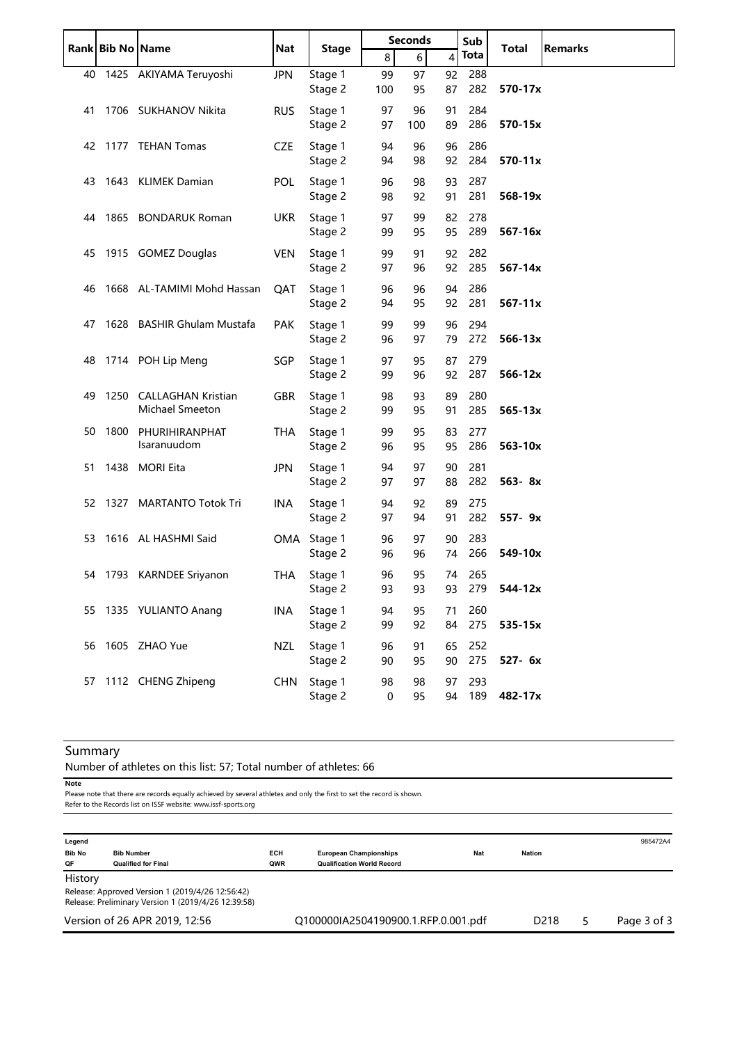| Rank | Bib No | Name | Nat | Stage | Seconds | | | Sub Tota | Total | Remarks |
|---|---|---|---|---|---|---|---|---|---|---|
| | | | | | 8 | 6 | 4 | | | |
| 40 | 1425 | AKIYAMA Teruyoshi | JPN | Stage 1 | 99 | 97 | 92 | 288 | | |
| | | | | Stage 2 | 100 | 95 | 87 | 282 | **570-17x** | |
| 41 | 1706 | SUKHANOV Nikita | RUS | Stage 1 | 97 | 96 | 91 | 284 | | |
| | | | | Stage 2 | 97 | 100 | 89 | 286 | **570-15x** | |
| 42 | 1177 | TEHAN Tomas | CZE | Stage 1 | 94 | 96 | 96 | 286 | | |
| | | | | Stage 2 | 94 | 98 | 92 | 284 | **570-11x** | |
| 43 | 1643 | KLIMEK Damian | POL | Stage 1 | 96 | 98 | 93 | 287 | | |
| | | | | Stage 2 | 98 | 92 | 91 | 281 | **568-19x** | |
| 44 | 1865 | BONDARUK Roman | UKR | Stage 1 | 97 | 99 | 82 | 278 | | |
| | | | | Stage 2 | 99 | 95 | 95 | 289 | **567-16x** | |
| 45 | 1915 | GOMEZ Douglas | VEN | Stage 1 | 99 | 91 | 92 | 282 | | |
| | | | | Stage 2 | 97 | 96 | 92 | 285 | **567-14x** | |
| 46 | 1668 | AL-TAMIMI Mohd Hassan | QAT | Stage 1 | 96 | 96 | 94 | 286 | | |
| | | | | Stage 2 | 94 | 95 | 92 | 281 | **567-11x** | |
| 47 | 1628 | BASHIR Ghulam Mustafa | PAK | Stage 1 | 99 | 99 | 96 | 294 | | |
| | | | | Stage 2 | 96 | 97 | 79 | 272 | **566-13x** | |
| 48 | 1714 | POH Lip Meng | SGP | Stage 1 | 97 | 95 | 87 | 279 | | |
| | | | | Stage 2 | 99 | 96 | 92 | 287 | **566-12x** | |
| 49 | 1250 | CALLAGHAN Kristian Michael Smeeton | GBR | Stage 1 | 98 | 93 | 89 | 280 | | |
| | | | | Stage 2 | 99 | 95 | 91 | 285 | **565-13x** | |
| 50 | 1800 | PHURIHIRANPHAT Isaranuudom | THA | Stage 1 | 99 | 95 | 83 | 277 | | |
| | | | | Stage 2 | 96 | 95 | 95 | 286 | **563-10x** | |
| 51 | 1438 | MORI Eita | JPN | Stage 1 | 94 | 97 | 90 | 281 | | |
| | | | | Stage 2 | 97 | 97 | 88 | 282 | **563- 8x** | |
| 52 | 1327 | MARTANTO Totok Tri | INA | Stage 1 | 94 | 92 | 89 | 275 | | |
| | | | | Stage 2 | 97 | 94 | 91 | 282 | **557- 9x** | |
| 53 | 1616 | AL HASHMI Said | OMA | Stage 1 | 96 | 97 | 90 | 283 | | |
| | | | | Stage 2 | 96 | 96 | 74 | 266 | **549-10x** | |
| 54 | 1793 | KARNDEE Sriyanon | THA | Stage 1 | 96 | 95 | 74 | 265 | | |
| | | | | Stage 2 | 93 | 93 | 93 | 279 | **544-12x** | |
| 55 | 1335 | YULIANTO Anang | INA | Stage 1 | 94 | 95 | 71 | 260 | | |
| | | | | Stage 2 | 99 | 92 | 84 | 275 | **535-15x** | |
| 56 | 1605 | ZHAO Yue | NZL | Stage 1 | 96 | 91 | 65 | 252 | | |
| | | | | Stage 2 | 90 | 95 | 90 | 275 | **527- 6x** | |
| 57 | 1112 | CHENG Zhipeng | CHN | Stage 1 | 98 | 98 | 97 | 293 | | |
| | | | | Stage 2 | 0 | 95 | 94 | 189 | **482-17x** | |

## Summary

Number of athletes on this list: 57; Total number of athletes: 66

**Note**

Please note that there are records equally achieved by several athletes and only the first to set the record is shown.
Refer to the Records list on ISSF website: www.issf-sports.org

**Legend**

| | | | | | |
|---|---|---|---|---|---|
| **Bib No** | **Bib Number** | **ECH** | **European Championships** | **Nat** | **Nation** |
| **QF** | **Qualified for Final** | **QWR** | **Qualification World Record** | | |

History

Release: Approved Version 1 (2019/4/26 12:56:42)
Release: Preliminary Version 1 (2019/4/26 12:39:58)

Version of 26 APR 2019, 12:56 Q100000IA2504190900.1.RFP.0.001.pdf D218 5